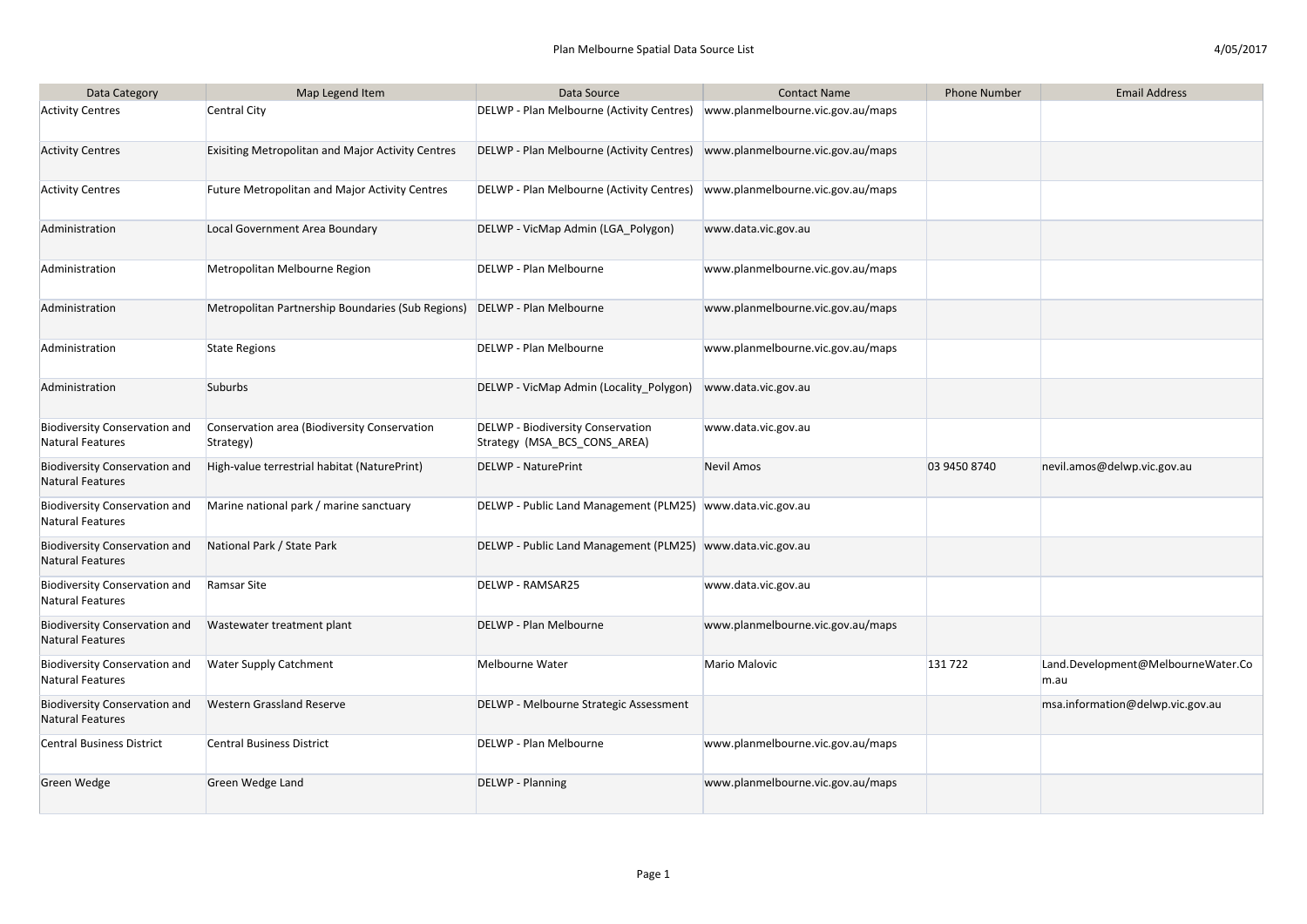# Plan Melbourne Spatial Data Source List

4/05/2017

| Data Category | Map Legend Item | Data Source | Contact Name | Phone Number | Email Address |
|---|---|---|---|---|---|
| Activity Centres | Central City | DELWP - Plan Melbourne (Activity Centres) | www.planmelbourne.vic.gov.au/maps | | |
| Activity Centres | Exisiting Metropolitan and Major Activity Centres | DELWP - Plan Melbourne (Activity Centres) | www.planmelbourne.vic.gov.au/maps | | |
| Activity Centres | Future Metropolitan and Major Activity Centres | DELWP - Plan Melbourne (Activity Centres) | www.planmelbourne.vic.gov.au/maps | | |
| Administration | Local Government Area Boundary | DELWP - VicMap Admin (LGA_Polygon) | www.data.vic.gov.au | | |
| Administration | Metropolitan Melbourne Region | DELWP - Plan Melbourne | www.planmelbourne.vic.gov.au/maps | | |
| Administration | Metropolitan Partnership Boundaries (Sub Regions) | DELWP - Plan Melbourne | www.planmelbourne.vic.gov.au/maps | | |
| Administration | State Regions | DELWP - Plan Melbourne | www.planmelbourne.vic.gov.au/maps | | |
| Administration | Suburbs | DELWP - VicMap Admin (Locality_Polygon) | www.data.vic.gov.au | | |
| Biodiversity Conservation and Natural Features | Conservation area (Biodiversity Conservation Strategy) | DELWP - Biodiversity Conservation Strategy (MSA_BCS_CONS_AREA) | www.data.vic.gov.au | | |
| Biodiversity Conservation and Natural Features | High-value terrestrial habitat (NaturePrint) | DELWP - NaturePrint | Nevil Amos | 03 9450 8740 | nevil.amos@delwp.vic.gov.au |
| Biodiversity Conservation and Natural Features | Marine national park / marine sanctuary | DELWP - Public Land Management (PLM25) | www.data.vic.gov.au | | |
| Biodiversity Conservation and Natural Features | National Park / State Park | DELWP - Public Land Management (PLM25) | www.data.vic.gov.au | | |
| Biodiversity Conservation and Natural Features | Ramsar Site | DELWP - RAMSAR25 | www.data.vic.gov.au | | |
| Biodiversity Conservation and Natural Features | Wastewater treatment plant | DELWP - Plan Melbourne | www.planmelbourne.vic.gov.au/maps | | |
| Biodiversity Conservation and Natural Features | Water Supply Catchment | Melbourne Water | Mario Malovic | 131 722 | Land.Development@MelbourneWater.Com.au |
| Biodiversity Conservation and Natural Features | Western Grassland Reserve | DELWP - Melbourne Strategic Assessment | | | msa.information@delwp.vic.gov.au |
| Central Business District | Central Business District | DELWP - Plan Melbourne | www.planmelbourne.vic.gov.au/maps | | |
| Green Wedge | Green Wedge Land | DELWP - Planning | www.planmelbourne.vic.gov.au/maps | | |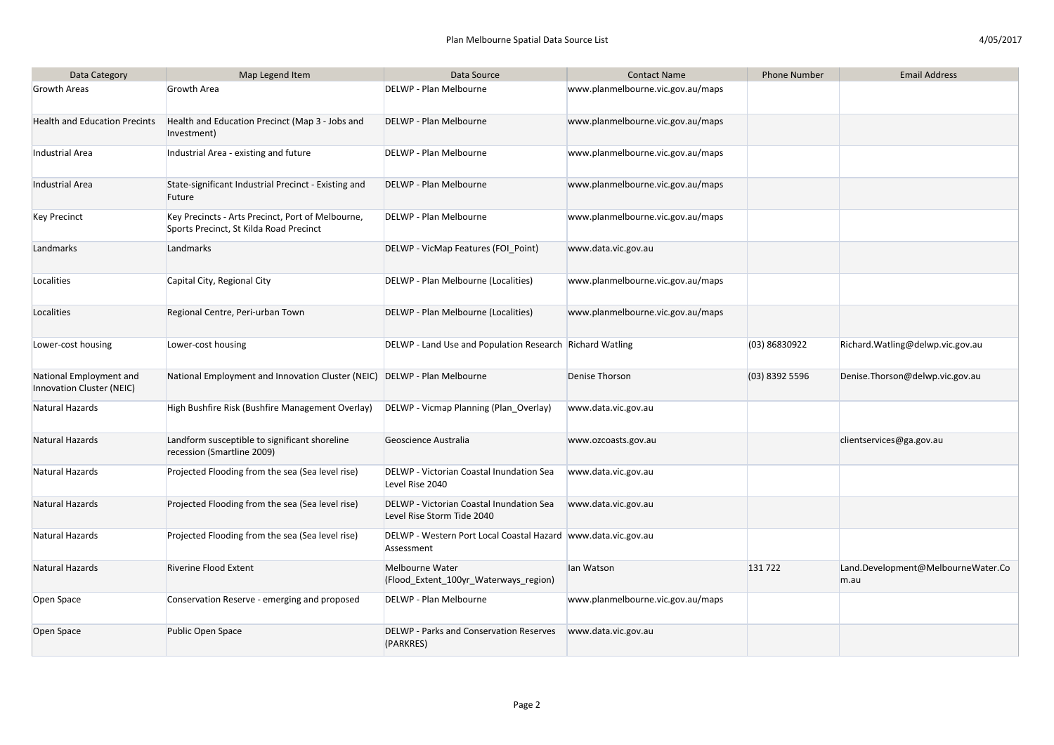| Data Category | Map Legend Item | Data Source | Contact Name | Phone Number | Email Address |
|---|---|---|---|---|---|
| Growth Areas | Growth Area | DELWP - Plan Melbourne | www.planmelbourne.vic.gov.au/maps | | |
| Health and Education Precints | Health and Education Precinct (Map 3 - Jobs and Investment) | DELWP - Plan Melbourne | www.planmelbourne.vic.gov.au/maps | | |
| Industrial Area | Industrial Area - existing and future | DELWP - Plan Melbourne | www.planmelbourne.vic.gov.au/maps | | |
| Industrial Area | State-significant Industrial Precinct - Existing and Future | DELWP - Plan Melbourne | www.planmelbourne.vic.gov.au/maps | | |
| Key Precinct | Key Precincts - Arts Precinct, Port of Melbourne, Sports Precinct, St Kilda Road Precinct | DELWP - Plan Melbourne | www.planmelbourne.vic.gov.au/maps | | |
| Landmarks | Landmarks | DELWP - VicMap Features (FOI_Point) | www.data.vic.gov.au | | |
| Localities | Capital City, Regional City | DELWP - Plan Melbourne (Localities) | www.planmelbourne.vic.gov.au/maps | | |
| Localities | Regional Centre, Peri-urban Town | DELWP - Plan Melbourne (Localities) | www.planmelbourne.vic.gov.au/maps | | |
| Lower-cost housing | Lower-cost housing | DELWP - Land Use and Population Research | Richard Watling | (03) 86830922 | Richard.Watling@delwp.vic.gov.au |
| National Employment and Innovation Cluster (NEIC) | National Employment and Innovation Cluster (NEIC) | DELWP - Plan Melbourne | Denise Thorson | (03) 8392 5596 | Denise.Thorson@delwp.vic.gov.au |
| Natural Hazards | High Bushfire Risk (Bushfire Management Overlay) | DELWP - Vicmap Planning (Plan_Overlay) | www.data.vic.gov.au | | |
| Natural Hazards | Landform susceptible to significant shoreline recession (Smartline 2009) | Geoscience Australia | www.ozcoasts.gov.au | | clientservices@ga.gov.au |
| Natural Hazards | Projected Flooding from the sea (Sea level rise) | DELWP - Victorian Coastal Inundation Sea Level Rise 2040 | www.data.vic.gov.au | | |
| Natural Hazards | Projected Flooding from the sea (Sea level rise) | DELWP - Victorian Coastal Inundation Sea Level Rise Storm Tide 2040 | www.data.vic.gov.au | | |
| Natural Hazards | Projected Flooding from the sea (Sea level rise) | DELWP - Western Port Local Coastal Hazard Assessment | www.data.vic.gov.au | | |
| Natural Hazards | Riverine Flood Extent | Melbourne Water (Flood_Extent_100yr_Waterways_region) | Ian Watson | 131 722 | Land.Development@MelbourneWater.Com.au |
| Open Space | Conservation Reserve - emerging and proposed | DELWP - Plan Melbourne | www.planmelbourne.vic.gov.au/maps | | |
| Open Space | Public Open Space | DELWP - Parks and Conservation Reserves (PARKRES) | www.data.vic.gov.au | | |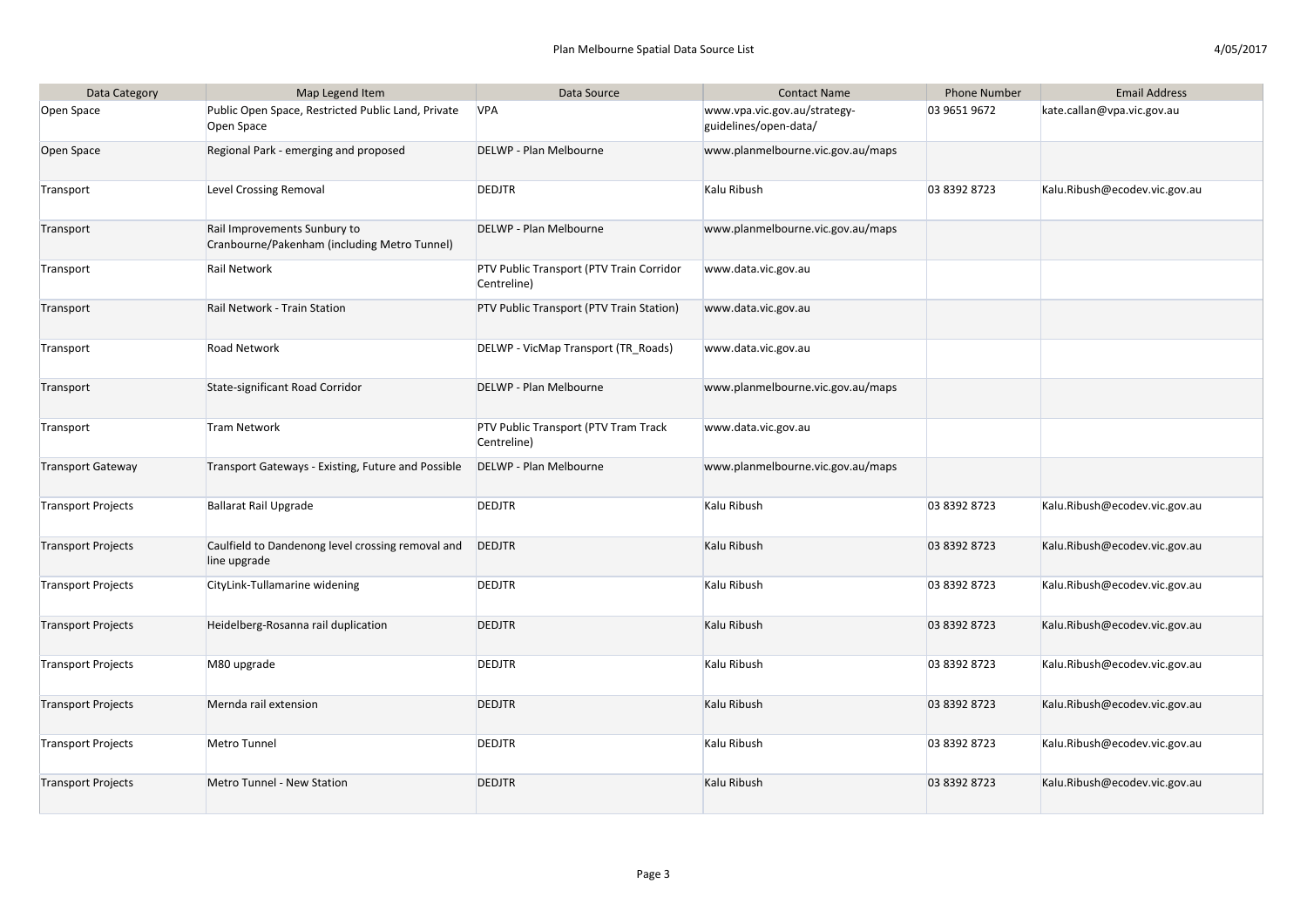| Data Category | Map Legend Item | Data Source | Contact Name | Phone Number | Email Address |
|---|---|---|---|---|---|
| Open Space | Public Open Space, Restricted Public Land, Private Open Space | VPA | www.vpa.vic.gov.au/strategy-guidelines/open-data/ | 03 9651 9672 | kate.callan@vpa.vic.gov.au |
| Open Space | Regional Park - emerging and proposed | DELWP - Plan Melbourne | www.planmelbourne.vic.gov.au/maps | | |
| Transport | Level Crossing Removal | DEDJTR | Kalu Ribush | 03 8392 8723 | Kalu.Ribush@ecodev.vic.gov.au |
| Transport | Rail Improvements Sunbury to Cranbourne/Pakenham (including Metro Tunnel) | DELWP - Plan Melbourne | www.planmelbourne.vic.gov.au/maps | | |
| Transport | Rail Network | PTV Public Transport (PTV Train Corridor Centreline) | www.data.vic.gov.au | | |
| Transport | Rail Network - Train Station | PTV Public Transport (PTV Train Station) | www.data.vic.gov.au | | |
| Transport | Road Network | DELWP - VicMap Transport (TR_Roads) | www.data.vic.gov.au | | |
| Transport | State-significant Road Corridor | DELWP - Plan Melbourne | www.planmelbourne.vic.gov.au/maps | | |
| Transport | Tram Network | PTV Public Transport (PTV Tram Track Centreline) | www.data.vic.gov.au | | |
| Transport Gateway | Transport Gateways - Existing, Future and Possible | DELWP - Plan Melbourne | www.planmelbourne.vic.gov.au/maps | | |
| Transport Projects | Ballarat Rail Upgrade | DEDJTR | Kalu Ribush | 03 8392 8723 | Kalu.Ribush@ecodev.vic.gov.au |
| Transport Projects | Caulfield to Dandenong level crossing removal and line upgrade | DEDJTR | Kalu Ribush | 03 8392 8723 | Kalu.Ribush@ecodev.vic.gov.au |
| Transport Projects | CityLink-Tullamarine widening | DEDJTR | Kalu Ribush | 03 8392 8723 | Kalu.Ribush@ecodev.vic.gov.au |
| Transport Projects | Heidelberg-Rosanna rail duplication | DEDJTR | Kalu Ribush | 03 8392 8723 | Kalu.Ribush@ecodev.vic.gov.au |
| Transport Projects | M80 upgrade | DEDJTR | Kalu Ribush | 03 8392 8723 | Kalu.Ribush@ecodev.vic.gov.au |
| Transport Projects | Mernda rail extension | DEDJTR | Kalu Ribush | 03 8392 8723 | Kalu.Ribush@ecodev.vic.gov.au |
| Transport Projects | Metro Tunnel | DEDJTR | Kalu Ribush | 03 8392 8723 | Kalu.Ribush@ecodev.vic.gov.au |
| Transport Projects | Metro Tunnel - New Station | DEDJTR | Kalu Ribush | 03 8392 8723 | Kalu.Ribush@ecodev.vic.gov.au |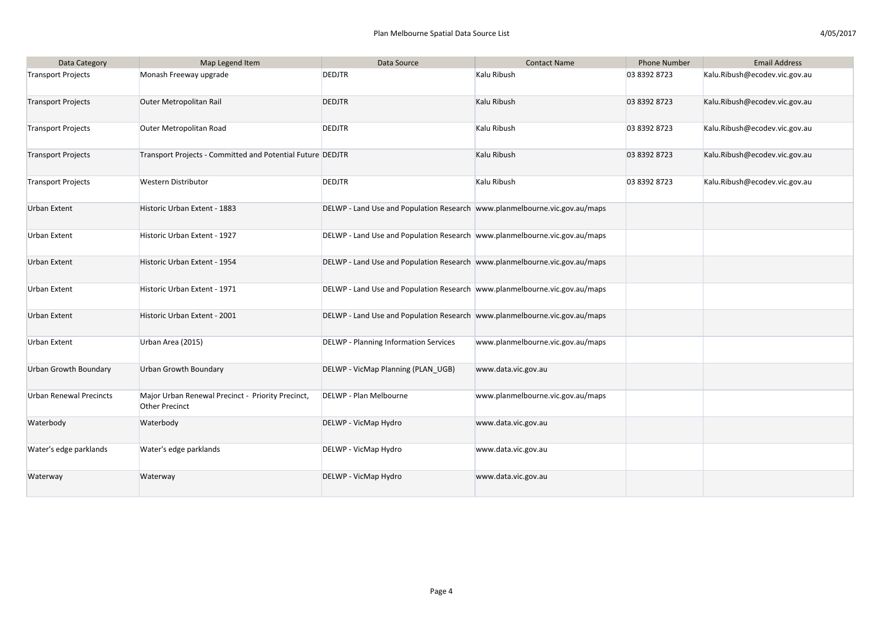| Data Category | Map Legend Item | Data Source | Contact Name | Phone Number | Email Address |
|---|---|---|---|---|---|
| Transport Projects | Monash Freeway upgrade | DEDJTR | Kalu Ribush | 03 8392 8723 | Kalu.Ribush@ecodev.vic.gov.au |
| Transport Projects | Outer Metropolitan Rail | DEDJTR | Kalu Ribush | 03 8392 8723 | Kalu.Ribush@ecodev.vic.gov.au |
| Transport Projects | Outer Metropolitan Road | DEDJTR | Kalu Ribush | 03 8392 8723 | Kalu.Ribush@ecodev.vic.gov.au |
| Transport Projects | Transport Projects - Committed and Potential Future | DEDJTR | Kalu Ribush | 03 8392 8723 | Kalu.Ribush@ecodev.vic.gov.au |
| Transport Projects | Western Distributor | DEDJTR | Kalu Ribush | 03 8392 8723 | Kalu.Ribush@ecodev.vic.gov.au |
| Urban Extent | Historic Urban Extent - 1883 | DELWP - Land Use and Population Research | www.planmelbourne.vic.gov.au/maps | | |
| Urban Extent | Historic Urban Extent - 1927 | DELWP - Land Use and Population Research | www.planmelbourne.vic.gov.au/maps | | |
| Urban Extent | Historic Urban Extent - 1954 | DELWP - Land Use and Population Research | www.planmelbourne.vic.gov.au/maps | | |
| Urban Extent | Historic Urban Extent - 1971 | DELWP - Land Use and Population Research | www.planmelbourne.vic.gov.au/maps | | |
| Urban Extent | Historic Urban Extent - 2001 | DELWP - Land Use and Population Research | www.planmelbourne.vic.gov.au/maps | | |
| Urban Extent | Urban Area (2015) | DELWP - Planning Information Services | www.planmelbourne.vic.gov.au/maps | | |
| Urban Growth Boundary | Urban Growth Boundary | DELWP - VicMap Planning (PLAN_UGB) | www.data.vic.gov.au | | |
| Urban Renewal Precincts | Major Urban Renewal Precinct - Priority Precinct, Other Precinct | DELWP - Plan Melbourne | www.planmelbourne.vic.gov.au/maps | | |
| Waterbody | Waterbody | DELWP - VicMap Hydro | www.data.vic.gov.au | | |
| Water's edge parklands | Water's edge parklands | DELWP - VicMap Hydro | www.data.vic.gov.au | | |
| Waterway | Waterway | DELWP - VicMap Hydro | www.data.vic.gov.au | | |